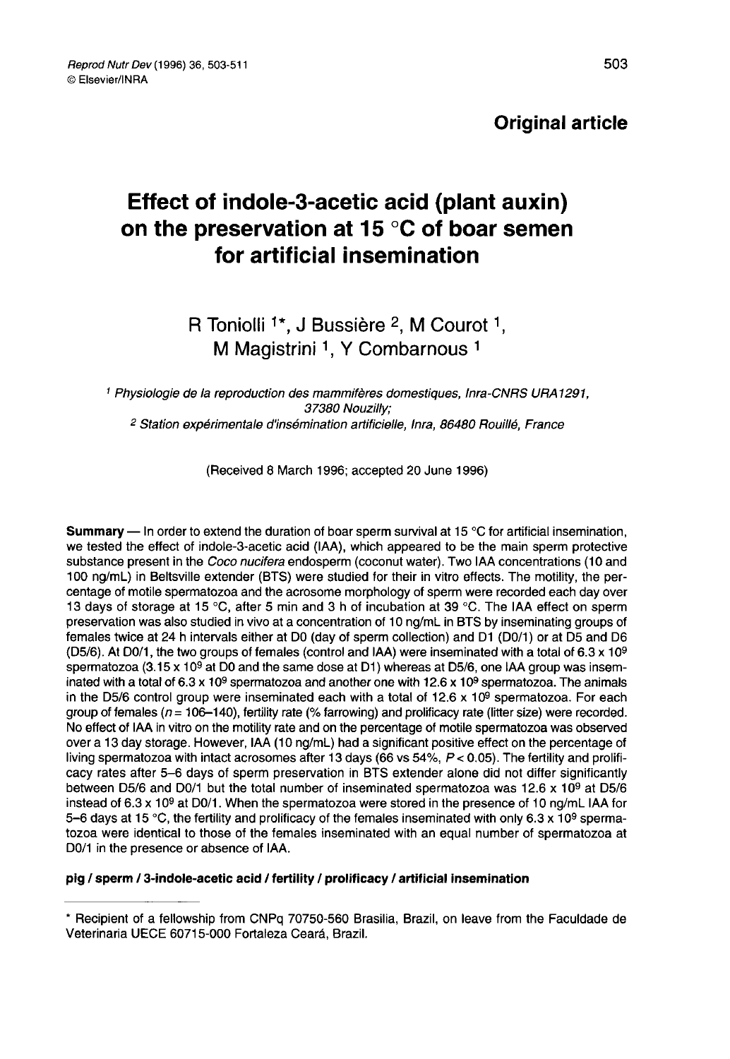**Original article**

# Effect of indole-3-acetic acid (plant auxin) on the preservation at 15 °C of boar semen for artificial insemination

R Toniolli [1*], J Bussière [2], M Courot [1], M Magistrini [1], Y Combarnous [1]

[1] *Physiologie de la reproduction des mammifères domestiques, Inra-CNRS URA1291, 37380 Nouzilly;*
[2] *Station expérimentale d'insémination artificielle, Inra, 86480 Rouillé, France*

(Received 8 March 1996; accepted 20 June 1996)

**Summary** — In order to extend the duration of boar sperm survival at 15 °C for artificial insemination, we tested the effect of indole-3-acetic acid (IAA), which appeared to be the main sperm protective substance present in the *Coco nucifera* endosperm (coconut water). Two IAA concentrations (10 and 100 ng/mL) in Beltsville extender (BTS) were studied for their in vitro effects. The motility, the percentage of motile spermatozoa and the acrosome morphology of sperm were recorded each day over 13 days of storage at 15 °C, after 5 min and 3 h of incubation at 39 °C. The IAA effect on sperm preservation was also studied in vivo at a concentration of 10 ng/mL in BTS by inseminating groups of females twice at 24 h intervals either at D0 (day of sperm collection) and D1 (D0/1) or at D5 and D6 (D5/6). At D0/1, the two groups of females (control and IAA) were inseminated with a total of $6.3 \times 10^9$ spermatozoa ($3.15 \times 10^9$ at D0 and the same dose at D1) whereas at D5/6, one IAA group was inseminated with a total of $6.3 \times 10^9$ spermatozoa and another one with $12.6 \times 10^9$ spermatozoa. The animals in the D5/6 control group were inseminated each with a total of $12.6 \times 10^9$ spermatozoa. For each group of females ($n$ = 106–140), fertility rate (% farrowing) and prolificacy rate (litter size) were recorded. No effect of IAA in vitro on the motility rate and on the percentage of motile spermatozoa was observed over a 13 day storage. However, IAA (10 ng/mL) had a significant positive effect on the percentage of living spermatozoa with intact acrosomes after 13 days (66 vs 54%, $P < 0.05$). The fertility and prolificacy rates after 5–6 days of sperm preservation in BTS extender alone did not differ significantly between D5/6 and D0/1 but the total number of inseminated spermatozoa was $12.6 \times 10^9$ at D5/6 instead of $6.3 \times 10^9$ at D0/1. When the spermatozoa were stored in the presence of 10 ng/mL IAA for 5–6 days at 15 °C, the fertility and prolificacy of the females inseminated with only $6.3 \times 10^9$ spermatozoa were identical to those of the females inseminated with an equal number of spermatozoa at D0/1 in the presence or absence of IAA.

**pig / sperm / 3-indole-acetic acid / fertility / prolificacy / artificial insemination**

---

\* Recipient of a fellowship from CNPq 70750-560 Brasilia, Brazil, on leave from the Faculdade de Veterinaria UECE 60715-000 Fortaleza Ceará, Brazil.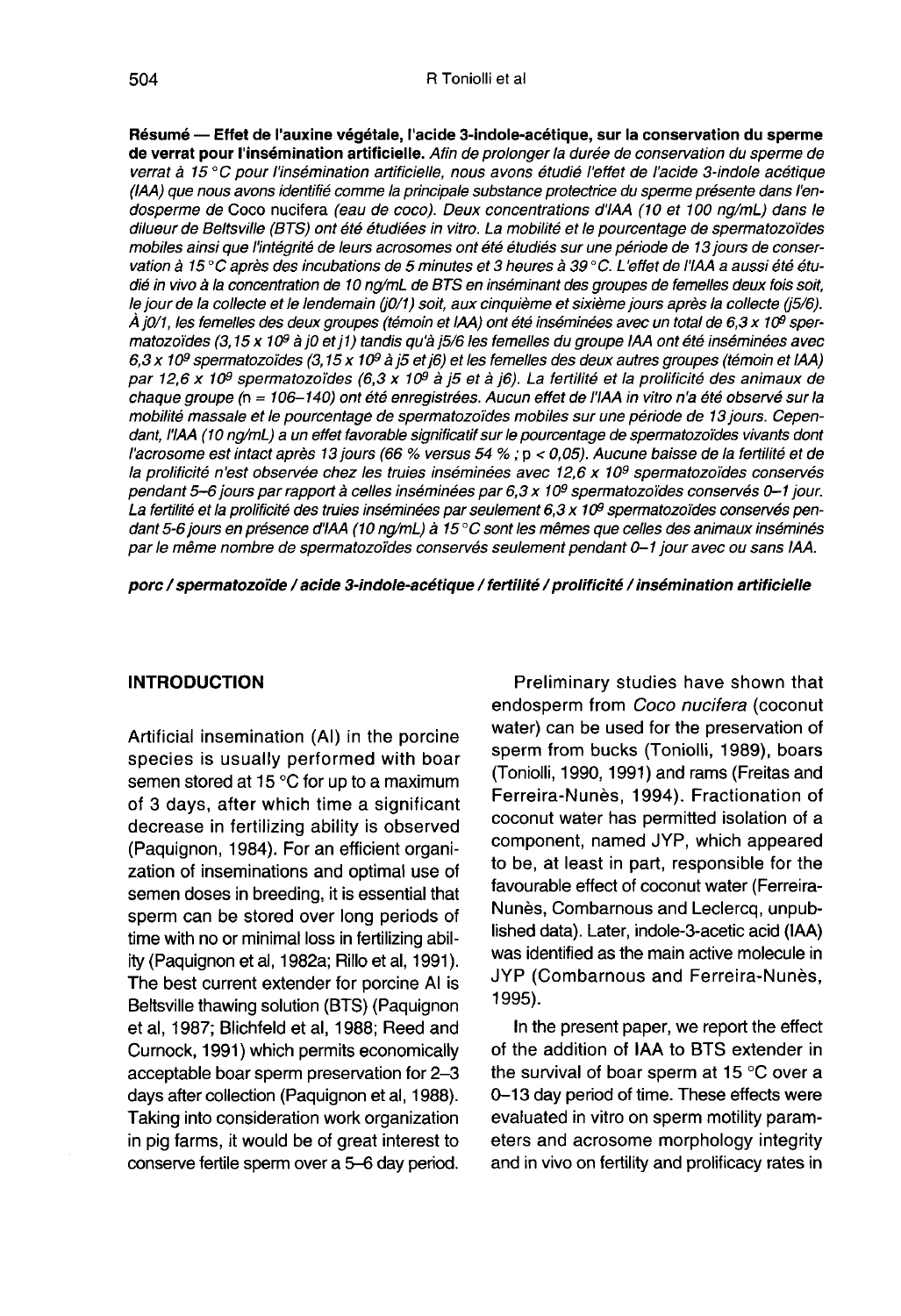**Résumé — Effet de l'auxine végétale, l'acide 3-indole-acétique, sur la conservation du sperme de verrat pour l'insémination artificielle.** *Afin de prolonger la durée de conservation du sperme de verrat à 15 °C pour l'insémination artificielle, nous avons étudié l'effet de l'acide 3-indole acétique (IAA) que nous avons identifié comme la principale substance protectrice du sperme présente dans l'endosperme de* Coco nucifera *(eau de coco). Deux concentrations d'IAA (10 et 100 ng/mL) dans le dilueur de Beltsville (BTS) ont été étudiées in vitro. La mobilité et le pourcentage de spermatozoïdes mobiles ainsi que l'intégrité de leurs acrosomes ont été étudiés sur une période de 13 jours de conservation à 15 °C après des incubations de 5 minutes et 3 heures à 39 °C. L'effet de l'IAA a aussi été étudié in vivo à la concentration de 10 ng/mL de BTS en inséminant des groupes de femelles deux fois soit, le jour de la collecte et le lendemain (j0/1) soit, aux cinquième et sixième jours après la collecte (j5/6). À j0/1, les femelles des deux groupes (témoin et IAA) ont été inséminées avec un total de 6,3 x $10^9$ spermatozoïdes (3,15 x $10^9$ à j0 et j1) tandis qu'à j5/6 les femelles du groupe IAA ont été inséminées avec 6,3 x $10^9$ spermatozoïdes (3,15 x $10^9$ à j5 et j6) et les femelles des deux autres groupes (témoin et IAA) par 12,6 x $10^9$ spermatozoïdes (6,3 x $10^9$ à j5 et à j6). La fertilité et la prolificité des animaux de chaque groupe (n = 106–140) ont été enregistrées. Aucun effet de l'IAA in vitro n'a été observé sur la mobilité massale et le pourcentage de spermatozoïdes mobiles sur une période de 13 jours. Cependant, l'IAA (10 ng/mL) a un effet favorable significatif sur le pourcentage de spermatozoïdes vivants dont l'acrosome est intact après 13 jours (66 % versus 54 % ; $p < 0,05$). Aucune baisse de la fertilité et de la prolificité n'est observée chez les truies inséminées avec 12,6 x $10^9$ spermatozoïdes conservés pendant 5–6 jours par rapport à celles inséminées par 6,3 x $10^9$ spermatozoïdes conservés 0–1 jour. La fertilité et la prolificité des truies inséminées par seulement 6,3 x $10^9$ spermatozoïdes conservés pendant 5-6 jours en présence d'IAA (10 ng/mL) à 15 °C sont les mêmes que celles des animaux inséminés par le même nombre de spermatozoïdes conservés seulement pendant 0–1 jour avec ou sans IAA.*

***porc / spermatozoïde / acide 3-indole-acétique / fertilité / prolificité / insémination artificielle***

## INTRODUCTION

Artificial insemination (AI) in the porcine species is usually performed with boar semen stored at 15 °C for up to a maximum of 3 days, after which time a significant decrease in fertilizing ability is observed (Paquignon, 1984). For an efficient organization of inseminations and optimal use of semen doses in breeding, it is essential that sperm can be stored over long periods of time with no or minimal loss in fertilizing ability (Paquignon et al, 1982a; Rillo et al, 1991). The best current extender for porcine AI is Beltsville thawing solution (BTS) (Paquignon et al, 1987; Blichfeld et al, 1988; Reed and Curnock, 1991) which permits economically acceptable boar sperm preservation for 2–3 days after collection (Paquignon et al, 1988). Taking into consideration work organization in pig farms, it would be of great interest to conserve fertile sperm over a 5–6 day period.

Preliminary studies have shown that endosperm from *Coco nucifera* (coconut water) can be used for the preservation of sperm from bucks (Toniolli, 1989), boars (Toniolli, 1990, 1991) and rams (Freitas and Ferreira-Nunès, 1994). Fractionation of coconut water has permitted isolation of a component, named JYP, which appeared to be, at least in part, responsible for the favourable effect of coconut water (Ferreira-Nunès, Combarnous and Leclercq, unpublished data). Later, indole-3-acetic acid (IAA) was identified as the main active molecule in JYP (Combarnous and Ferreira-Nunès, 1995).

In the present paper, we report the effect of the addition of IAA to BTS extender in the survival of boar sperm at 15 °C over a 0–13 day period of time. These effects were evaluated in vitro on sperm motility parameters and acrosome morphology integrity and in vivo on fertility and prolificacy rates in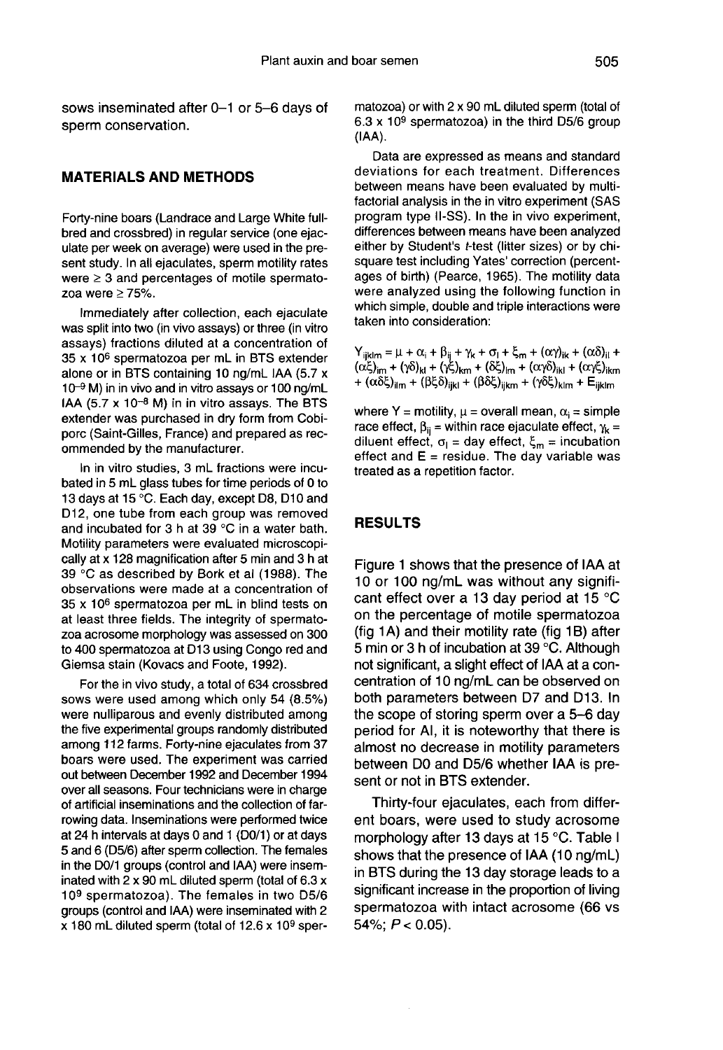sows inseminated after 0–1 or 5–6 days of sperm conservation.

## MATERIALS AND METHODS

Forty-nine boars (Landrace and Large White full-bred and crossbred) in regular service (one ejaculate per week on average) were used in the present study. In all ejaculates, sperm motility rates were ≥ 3 and percentages of motile spermatozoa were ≥ 75%.

Immediately after collection, each ejaculate was split into two (in vivo assays) or three (in vitro assays) fractions diluted at a concentration of 35 x $10^6$ spermatozoa per mL in BTS extender alone or in BTS containing 10 ng/mL IAA (5.7 x $10^{-9}$ M) in in vivo and in vitro assays or 100 ng/mL IAA (5.7 x $10^{-8}$ M) in in vitro assays. The BTS extender was purchased in dry form from Cobiporc (Saint-Gilles, France) and prepared as recommended by the manufacturer.

In in vitro studies, 3 mL fractions were incubated in 5 mL glass tubes for time periods of 0 to 13 days at 15 °C. Each day, except D8, D10 and D12, one tube from each group was removed and incubated for 3 h at 39 °C in a water bath. Motility parameters were evaluated microscopically at x 128 magnification after 5 min and 3 h at 39 °C as described by Bork et al (1988). The observations were made at a concentration of 35 x $10^6$ spermatozoa per mL in blind tests on at least three fields. The integrity of spermatozoa acrosome morphology was assessed on 300 to 400 spermatozoa at D13 using Congo red and Giemsa stain (Kovacs and Foote, 1992).

For the in vivo study, a total of 634 crossbred sows were used among which only 54 (8.5%) were nulliparous and evenly distributed among the five experimental groups randomly distributed among 112 farms. Forty-nine ejaculates from 37 boars were used. The experiment was carried out between December 1992 and December 1994 over all seasons. Four technicians were in charge of artificial inseminations and the collection of farrowing data. Inseminations were performed twice at 24 h intervals at days 0 and 1 (D0/1) or at days 5 and 6 (D5/6) after sperm collection. The females in the D0/1 groups (control and IAA) were inseminated with 2 x 90 mL diluted sperm (total of 6.3 x $10^9$ spermatozoa). The females in two D5/6 groups (control and IAA) were inseminated with 2 x 180 mL diluted sperm (total of 12.6 x $10^9$ spermatozoa) or with 2 x 90 mL diluted sperm (total of 6.3 x $10^9$ spermatozoa) in the third D5/6 group (IAA).

Data are expressed as means and standard deviations for each treatment. Differences between means have been evaluated by multifactorial analysis in the in vitro experiment (SAS program type II-SS). In the in vivo experiment, differences between means have been analyzed either by Student's *t*-test (litter sizes) or by chi-square test including Yates' correction (percentages of birth) (Pearce, 1965). The motility data were analyzed using the following function in which simple, double and triple interactions were taken into consideration:

$$Y_{ijklm} = \mu + \alpha_i + \beta_{ij} + \gamma_k + \sigma_l + \xi_m + (\alpha\gamma)_{ik} + (\alpha\delta)_{il} + (\alpha\xi)_{im} + (\gamma\delta)_{kl} + (\gamma\xi)_{km} + (\delta\xi)_{lm} + (\alpha\gamma\delta)_{ikl} + (\alpha\gamma\xi)_{ikm} + (\alpha\delta\xi)_{ilm} + (\beta\xi\delta)_{ijkl} + (\beta\delta\xi)_{ijkm} + (\gamma\delta\xi)_{klm} + E_{ijklm}$$

where Y = motility, $\mu$ = overall mean, $\alpha_i$ = simple race effect, $\beta_{ij}$ = within race ejaculate effect, $\gamma_k$ = diluent effect, $\sigma_l$ = day effect, $\xi_m$ = incubation effect and E = residue. The day variable was treated as a repetition factor.

## RESULTS

Figure 1 shows that the presence of IAA at 10 or 100 ng/mL was without any significant effect over a 13 day period at 15 °C on the percentage of motile spermatozoa (fig 1A) and their motility rate (fig 1B) after 5 min or 3 h of incubation at 39 °C. Although not significant, a slight effect of IAA at a concentration of 10 ng/mL can be observed on both parameters between D7 and D13. In the scope of storing sperm over a 5–6 day period for AI, it is noteworthy that there is almost no decrease in motility parameters between D0 and D5/6 whether IAA is present or not in BTS extender.

Thirty-four ejaculates, each from different boars, were used to study acrosome morphology after 13 days at 15 °C. Table I shows that the presence of IAA (10 ng/mL) in BTS during the 13 day storage leads to a significant increase in the proportion of living spermatozoa with intact acrosome (66 vs 54%; $P < 0.05$).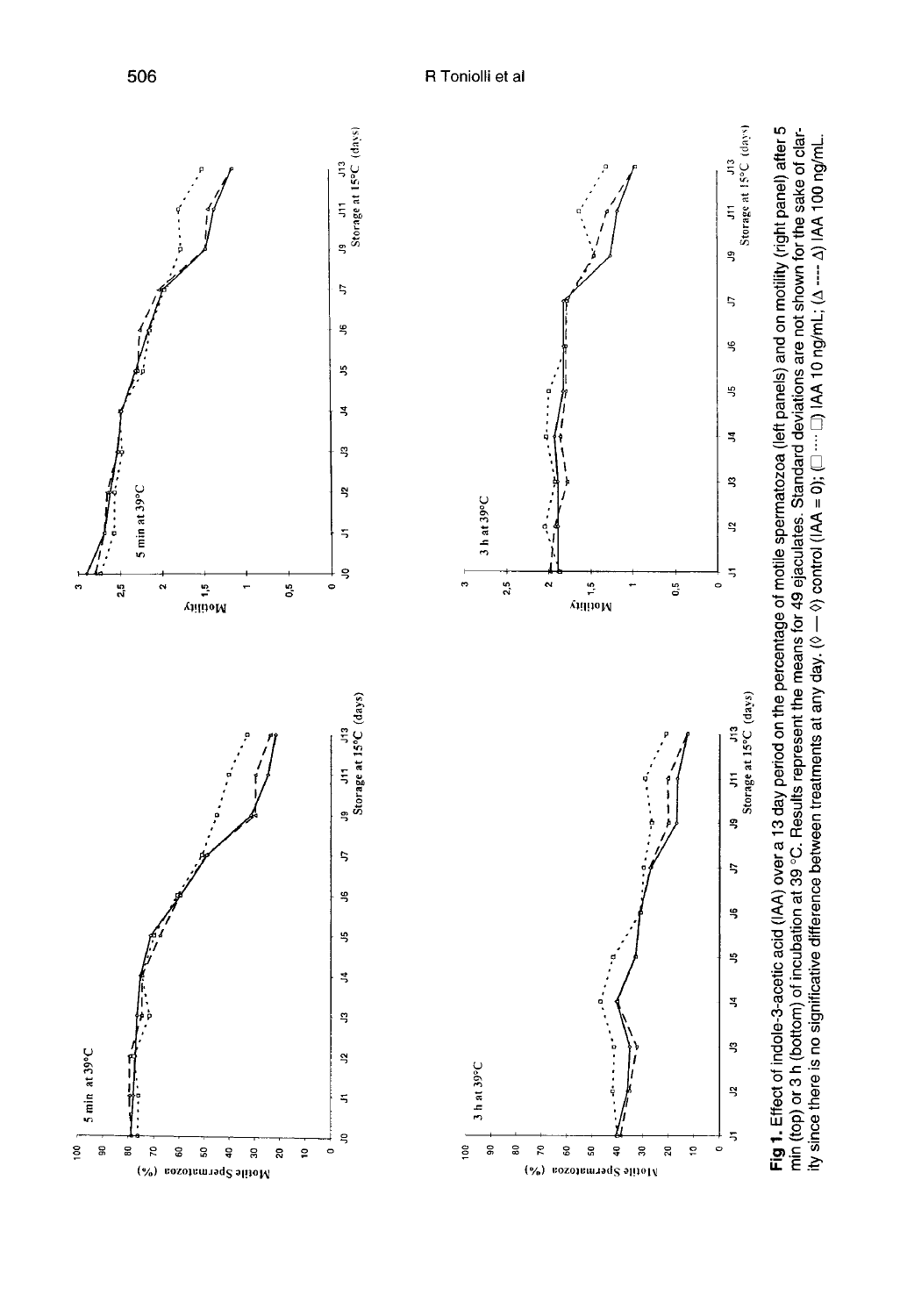**Fig 1.** Effect of indole-3-acetic acid (IAA) over a 13 day period on the percentage of motile spermatozoa (left panels) and on motility (right panel) after 5 min (top) or 3 h (bottom) of incubation at 39 °C. Results represent the means for 49 ejaculates. Standard deviations are not shown for the sake of clarity since there is no significative difference between treatments at any day. (◊ — ◊) control (IAA = 0); (□ ···· □) IAA 10 ng/mL; (Δ ---- Δ) IAA 100 ng/mL.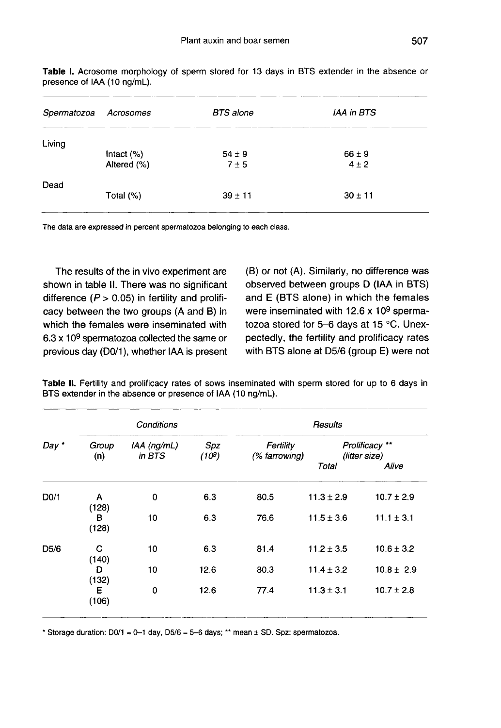**Table I.** Acrosome morphology of sperm stored for 13 days in BTS extender in the absence or presence of IAA (10 ng/mL).

| *Spermatozoa* | *Acrosomes* | *BTS alone* | *IAA in BTS* |
|---|---|---|---|
| Living | | | |
| | Intact (%) | 54 ± 9 | 66 ± 9 |
| | Altered (%) | 7 ± 5 | 4 ± 2 |
| Dead | | | |
| | Total (%) | 39 ± 11 | 30 ± 11 |

The data are expressed in percent spermatozoa belonging to each class.

The results of the in vivo experiment are shown in table II. There was no significant difference ($P > 0.05$) in fertility and prolificacy between the two groups (A and B) in which the females were inseminated with $6.3 \times 10^9$ spermatozoa collected the same or previous day (D0/1), whether IAA is present (B) or not (A). Similarly, no difference was observed between groups D (IAA in BTS) and E (BTS alone) in which the females were inseminated with $12.6 \times 10^9$ spermatozoa stored for 5–6 days at 15 °C. Unexpectedly, the fertility and prolificacy rates with BTS alone at D5/6 (group E) were not

**Table II.** Fertility and prolificacy rates of sows inseminated with sperm stored for up to 6 days in BTS extender in the absence or presence of IAA (10 ng/mL).

| | *Conditions* | | | *Results* | | |
|---|---|---|---|---|---|---|
| *Day* * | *Group* (n) | *IAA (ng/mL) in BTS* | *Spz* ($10^9$) | *Fertility (% farrowing)* | *Prolificacy* ** *(litter size)* | |
| | | | | | *Total* | *Alive* |
| D0/1 | A (128) | 0 | 6.3 | 80.5 | 11.3 ± 2.9 | 10.7 ± 2.9 |
| | B (128) | 10 | 6.3 | 76.6 | 11.5 ± 3.6 | 11.1 ± 3.1 |
| D5/6 | C (140) | 10 | 6.3 | 81.4 | 11.2 ± 3.5 | 10.6 ± 3.2 |
| | D (132) | 10 | 12.6 | 80.3 | 11.4 ± 3.2 | 10.8 ± 2.9 |
| | E (106) | 0 | 12.6 | 77.4 | 11.3 ± 3.1 | 10.7 ± 2.8 |

* Storage duration: D0/1 = 0–1 day, D5/6 = 5–6 days; ** mean ± SD. Spz: spermatozoa.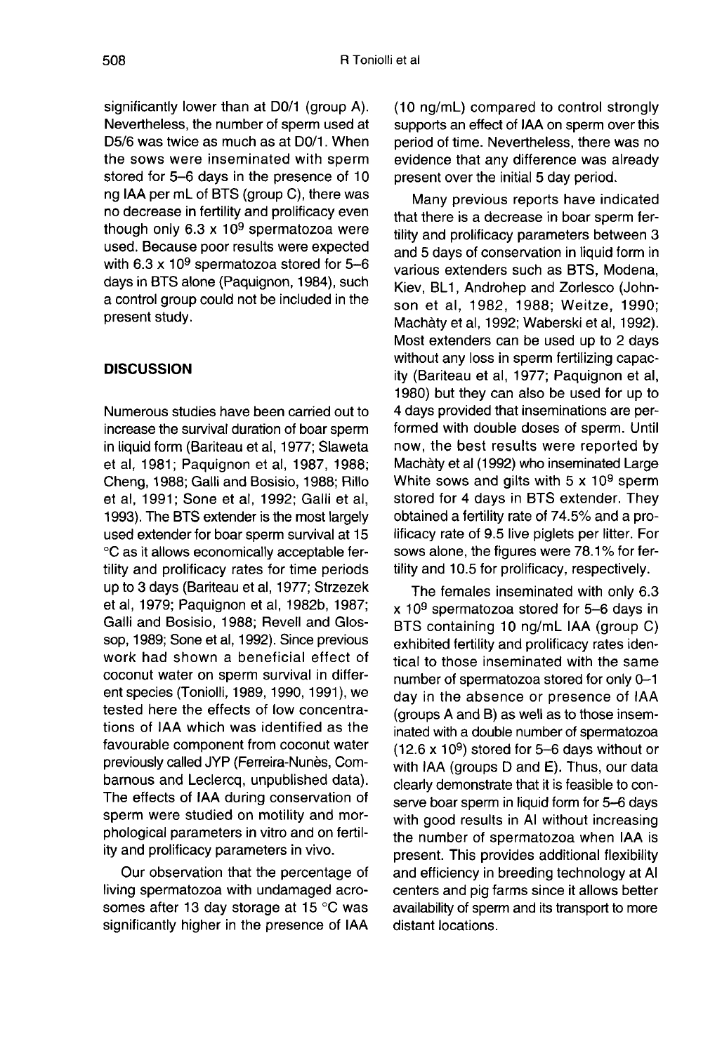significantly lower than at D0/1 (group A). Nevertheless, the number of sperm used at D5/6 was twice as much as at D0/1. When the sows were inseminated with sperm stored for 5–6 days in the presence of 10 ng IAA per mL of BTS (group C), there was no decrease in fertility and prolificacy even though only $6.3 \times 10^9$ spermatozoa were used. Because poor results were expected with $6.3 \times 10^9$ spermatozoa stored for 5–6 days in BTS alone (Paquignon, 1984), such a control group could not be included in the present study.

## DISCUSSION

Numerous studies have been carried out to increase the survival duration of boar sperm in liquid form (Bariteau et al, 1977; Slaweta et al, 1981; Paquignon et al, 1987, 1988; Cheng, 1988; Galli and Bosisio, 1988; Rillo et al, 1991; Sone et al, 1992; Galli et al, 1993). The BTS extender is the most largely used extender for boar sperm survival at 15 °C as it allows economically acceptable fertility and prolificacy rates for time periods up to 3 days (Bariteau et al, 1977; Strzezek et al, 1979; Paquignon et al, 1982b, 1987; Galli and Bosisio, 1988; Revell and Glossop, 1989; Sone et al, 1992). Since previous work had shown a beneficial effect of coconut water on sperm survival in different species (Toniolli, 1989, 1990, 1991), we tested here the effects of low concentrations of IAA which was identified as the favourable component from coconut water previously called JYP (Ferreira-Nunès, Combarnous and Leclercq, unpublished data). The effects of IAA during conservation of sperm were studied on motility and morphological parameters in vitro and on fertility and prolificacy parameters in vivo.

Our observation that the percentage of living spermatozoa with undamaged acrosomes after 13 day storage at 15 °C was significantly higher in the presence of IAA (10 ng/mL) compared to control strongly supports an effect of IAA on sperm over this period of time. Nevertheless, there was no evidence that any difference was already present over the initial 5 day period.

Many previous reports have indicated that there is a decrease in boar sperm fertility and prolificacy parameters between 3 and 5 days of conservation in liquid form in various extenders such as BTS, Modena, Kiev, BL1, Androhep and Zorlesco (Johnson et al, 1982, 1988; Weitze, 1990; Machàty et al, 1992; Waberski et al, 1992). Most extenders can be used up to 2 days without any loss in sperm fertilizing capacity (Bariteau et al, 1977; Paquignon et al, 1980) but they can also be used for up to 4 days provided that inseminations are performed with double doses of sperm. Until now, the best results were reported by Machàty et al (1992) who inseminated Large White sows and gilts with $5 \times 10^9$ sperm stored for 4 days in BTS extender. They obtained a fertility rate of 74.5% and a prolificacy rate of 9.5 live piglets per litter. For sows alone, the figures were 78.1% for fertility and 10.5 for prolificacy, respectively.

The females inseminated with only $6.3 \times 10^9$ spermatozoa stored for 5–6 days in BTS containing 10 ng/mL IAA (group C) exhibited fertility and prolificacy rates identical to those inseminated with the same number of spermatozoa stored for only 0–1 day in the absence or presence of IAA (groups A and B) as well as to those inseminated with a double number of spermatozoa ($12.6 \times 10^9$) stored for 5–6 days without or with IAA (groups D and E). Thus, our data clearly demonstrate that it is feasible to conserve boar sperm in liquid form for 5–6 days with good results in AI without increasing the number of spermatozoa when IAA is present. This provides additional flexibility and efficiency in breeding technology at AI centers and pig farms since it allows better availability of sperm and its transport to more distant locations.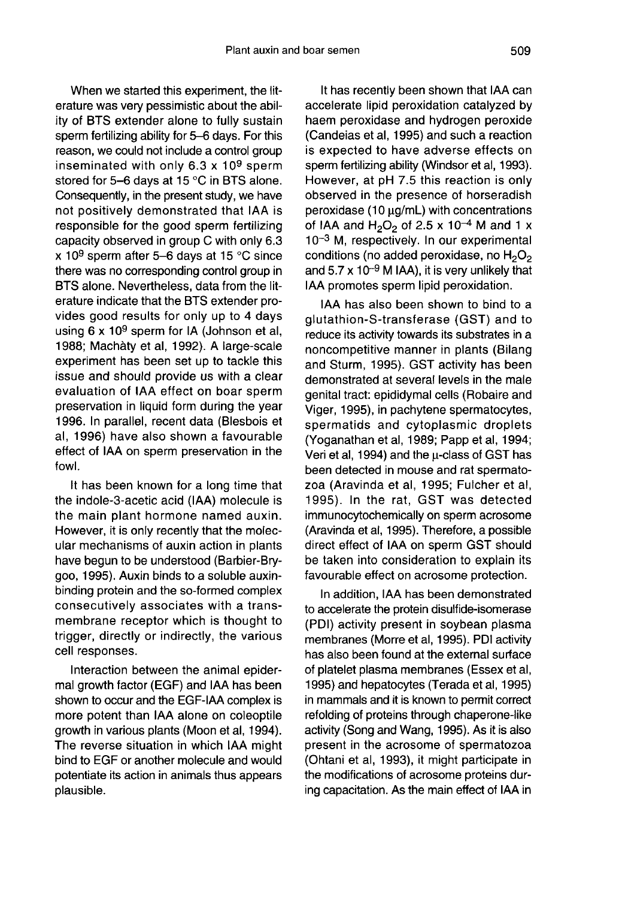When we started this experiment, the literature was very pessimistic about the ability of BTS extender alone to fully sustain sperm fertilizing ability for 5–6 days. For this reason, we could not include a control group inseminated with only $6.3 \times 10^9$ sperm stored for 5–6 days at 15 °C in BTS alone. Consequently, in the present study, we have not positively demonstrated that IAA is responsible for the good sperm fertilizing capacity observed in group C with only $6.3 \times 10^9$ sperm after 5–6 days at 15 °C since there was no corresponding control group in BTS alone. Nevertheless, data from the literature indicate that the BTS extender provides good results for only up to 4 days using $6 \times 10^9$ sperm for IA (Johnson et al, 1988; Machàty et al, 1992). A large-scale experiment has been set up to tackle this issue and should provide us with a clear evaluation of IAA effect on boar sperm preservation in liquid form during the year 1996. In parallel, recent data (Blesbois et al, 1996) have also shown a favourable effect of IAA on sperm preservation in the fowl.

It has been known for a long time that the indole-3-acetic acid (IAA) molecule is the main plant hormone named auxin. However, it is only recently that the molecular mechanisms of auxin action in plants have begun to be understood (Barbier-Brygoo, 1995). Auxin binds to a soluble auxin-binding protein and the so-formed complex consecutively associates with a transmembrane receptor which is thought to trigger, directly or indirectly, the various cell responses.

Interaction between the animal epidermal growth factor (EGF) and IAA has been shown to occur and the EGF-IAA complex is more potent than IAA alone on coleoptile growth in various plants (Moon et al, 1994). The reverse situation in which IAA might bind to EGF or another molecule and would potentiate its action in animals thus appears plausible.

It has recently been shown that IAA can accelerate lipid peroxidation catalyzed by haem peroxidase and hydrogen peroxide (Candeias et al, 1995) and such a reaction is expected to have adverse effects on sperm fertilizing ability (Windsor et al, 1993). However, at pH 7.5 this reaction is only observed in the presence of horseradish peroxidase (10 µg/mL) with concentrations of IAA and $H_2O_2$ of $2.5 \times 10^{-4}$ M and $1 \times 10^{-3}$ M, respectively. In our experimental conditions (no added peroxidase, no $H_2O_2$ and $5.7 \times 10^{-9}$ M IAA), it is very unlikely that IAA promotes sperm lipid peroxidation.

IAA has also been shown to bind to a glutathion-S-transferase (GST) and to reduce its activity towards its substrates in a noncompetitive manner in plants (Bilang and Sturm, 1995). GST activity has been demonstrated at several levels in the male genital tract: epididymal cells (Robaire and Viger, 1995), in pachytene spermatocytes, spermatids and cytoplasmic droplets (Yoganathan et al, 1989; Papp et al, 1994; Veri et al, 1994) and the µ-class of GST has been detected in mouse and rat spermatozoa (Aravinda et al, 1995; Fulcher et al, 1995). In the rat, GST was detected immunocytochemically on sperm acrosome (Aravinda et al, 1995). Therefore, a possible direct effect of IAA on sperm GST should be taken into consideration to explain its favourable effect on acrosome protection.

In addition, IAA has been demonstrated to accelerate the protein disulfide-isomerase (PDI) activity present in soybean plasma membranes (Morre et al, 1995). PDI activity has also been found at the external surface of platelet plasma membranes (Essex et al, 1995) and hepatocytes (Terada et al, 1995) in mammals and it is known to permit correct refolding of proteins through chaperone-like activity (Song and Wang, 1995). As it is also present in the acrosome of spermatozoa (Ohtani et al, 1993), it might participate in the modifications of acrosome proteins during capacitation. As the main effect of IAA in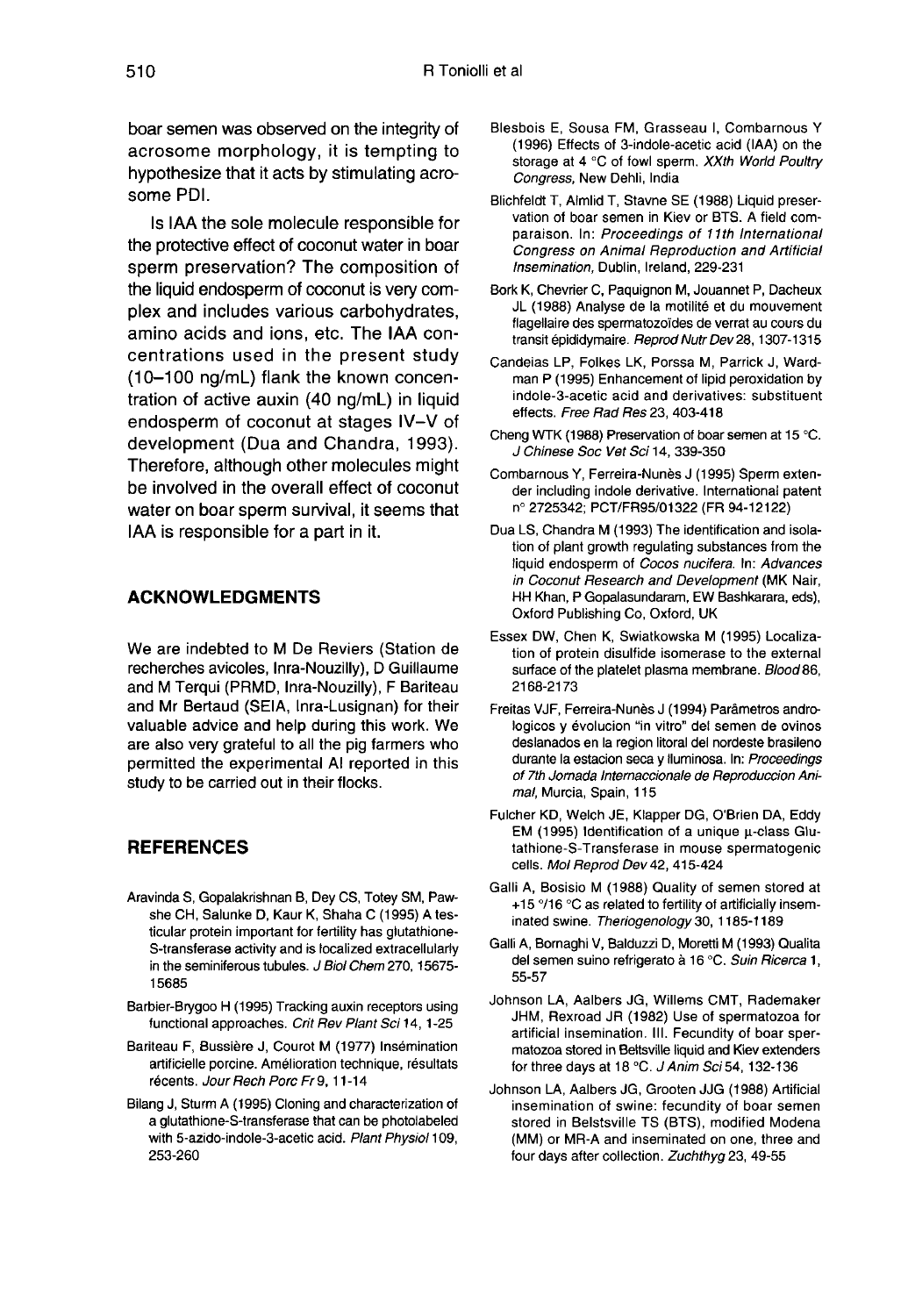boar semen was observed on the integrity of acrosome morphology, it is tempting to hypothesize that it acts by stimulating acrosome PDI.

Is IAA the sole molecule responsible for the protective effect of coconut water in boar sperm preservation? The composition of the liquid endosperm of coconut is very complex and includes various carbohydrates, amino acids and ions, etc. The IAA concentrations used in the present study (10–100 ng/mL) flank the known concentration of active auxin (40 ng/mL) in liquid endosperm of coconut at stages IV–V of development (Dua and Chandra, 1993). Therefore, although other molecules might be involved in the overall effect of coconut water on boar sperm survival, it seems that IAA is responsible for a part in it.

## ACKNOWLEDGMENTS

We are indebted to M De Reviers (Station de recherches avicoles, Inra-Nouzilly), D Guillaume and M Terqui (PRMD, Inra-Nouzilly), F Bariteau and Mr Bertaud (SEIA, Inra-Lusignan) for their valuable advice and help during this work. We are also very grateful to all the pig farmers who permitted the experimental AI reported in this study to be carried out in their flocks.

## REFERENCES

Aravinda S, Gopalakrishnan B, Dey CS, Totey SM, Pawshe CH, Salunke D, Kaur K, Shaha C (1995) A testicular protein important for fertility has glutathione-S-transferase activity and is localized extracellularly in the seminiferous tubules. *J Biol Chem* 270, 15675-15685

Barbier-Brygoo H (1995) Tracking auxin receptors using functional approaches. *Crit Rev Plant Sci* 14, 1-25

Bariteau F, Bussière J, Courot M (1977) Insémination artificielle porcine. Amélioration technique, résultats récents. *Jour Rech Porc Fr* 9, 11-14

Bilang J, Sturm A (1995) Cloning and characterization of a glutathione-S-transferase that can be photolabeled with 5-azido-indole-3-acetic acid. *Plant Physiol* 109, 253-260

Blesbois E, Sousa FM, Grasseau I, Combarnous Y (1996) Effects of 3-indole-acetic acid (IAA) on the storage at 4 °C of fowl sperm. *XXth World Poultry Congress*, New Dehli, India

Blichfeldt T, Almlid T, Stavne SE (1988) Liquid preservation of boar semen in Kiev or BTS. A field comparaison. In: *Proceedings of 11th International Congress on Animal Reproduction and Artificial Insemination*, Dublin, Ireland, 229-231

Bork K, Chevrier C, Paquignon M, Jouannet P, Dacheux JL (1988) Analyse de la motilité et du mouvement flagellaire des spermatozoïdes de verrat au cours du transit épididymaire. *Reprod Nutr Dev* 28, 1307-1315

Candeias LP, Folkes LK, Porssa M, Parrick J, Wardman P (1995) Enhancement of lipid peroxidation by indole-3-acetic acid and derivatives: substituent effects. *Free Rad Res* 23, 403-418

Cheng WTK (1988) Preservation of boar semen at 15 °C. *J Chinese Soc Vet Sci* 14, 339-350

Combarnous Y, Ferreira-Nunès J (1995) Sperm extender including indole derivative. International patent n° 2725342; PCT/FR95/01322 (FR 94-12122)

Dua LS, Chandra M (1993) The identification and isolation of plant growth regulating substances from the liquid endosperm of *Cocos nucifera*. In: *Advances in Coconut Research and Development* (MK Nair, HH Khan, P Gopalasundaram, EW Bashkarara, eds), Oxford Publishing Co, Oxford, UK

Essex DW, Chen K, Swiatkowska M (1995) Localization of protein disulfide isomerase to the external surface of the platelet plasma membrane. *Blood* 86, 2168-2173

Freitas VJF, Ferreira-Nunès J (1994) Parâmetros andrologicos y évolucion "in vitro" del semen de ovinos deslanados en la region litoral del nordeste brasileno durante la estacion seca y lluminosa. In: *Proceedings of 7th Jornada Internaccionale de Reproduccion Animal*, Murcia, Spain, 115

Fulcher KD, Welch JE, Klapper DG, O'Brien DA, Eddy EM (1995) Identification of a unique μ-class Glutathione-S-Transferase in mouse spermatogenic cells. *Mol Reprod Dev* 42, 415-424

Galli A, Bosisio M (1988) Quality of semen stored at +15 °/16 °C as related to fertility of artificially inseminated swine. *Theriogenology* 30, 1185-1189

Galli A, Bornaghi V, Balduzzi D, Moretti M (1993) Qualita del semen suino refrigerato à 16 °C. *Suin Ricerca* 1, 55-57

Johnson LA, Aalbers JG, Willems CMT, Rademaker JHM, Rexroad JR (1982) Use of spermatozoa for artificial insemination. III. Fecundity of boar spermatozoa stored in Beltsville liquid and Kiev extenders for three days at 18 °C. *J Anim Sci* 54, 132-136

Johnson LA, Aalbers JG, Grooten JJG (1988) Artificial insemination of swine: fecundity of boar semen stored in Belstsville TS (BTS), modified Modena (MM) or MR-A and inseminated on one, three and four days after collection. *Zuchthyg* 23, 49-55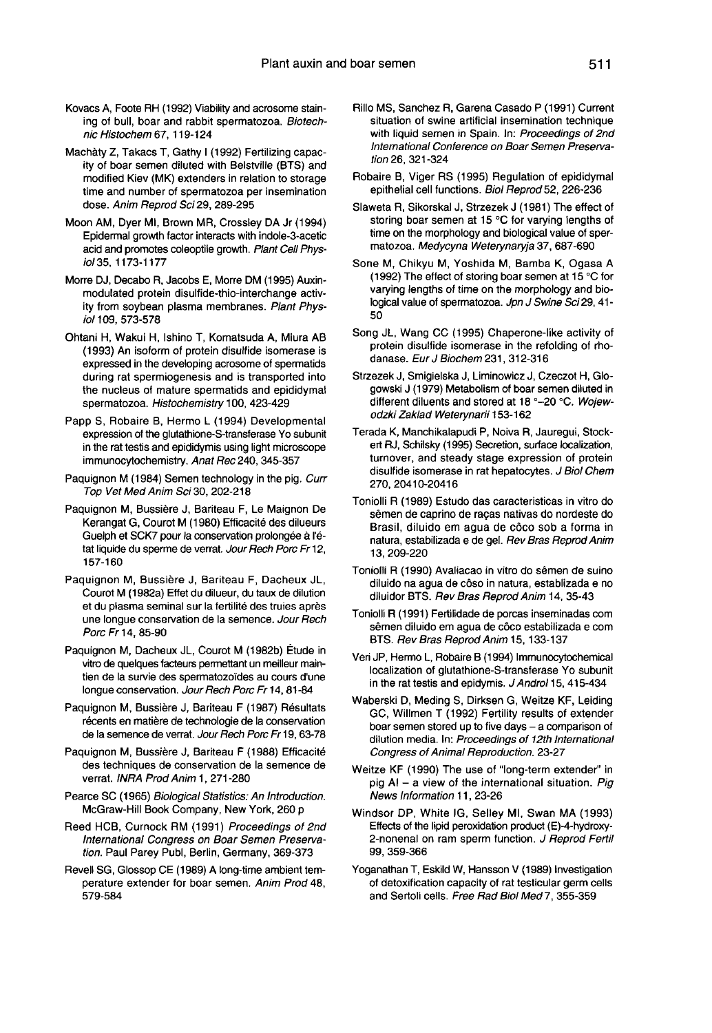Kovacs A, Foote RH (1992) Viability and acrosome staining of bull, boar and rabbit spermatozoa. *Biotechnic Histochem* 67, 119-124

Machàty Z, Takacs T, Gathy I (1992) Fertilizing capacity of boar semen diluted with Belstville (BTS) and modified Kiev (MK) extenders in relation to storage time and number of spermatozoa per insemination dose. *Anim Reprod Sci* 29, 289-295

Moon AM, Dyer MI, Brown MR, Crossley DA Jr (1994) Epidermal growth factor interacts with indole-3-acetic acid and promotes coleoptile growth. *Plant Cell Physiol* 35, 1173-1177

Morre DJ, Decabo R, Jacobs E, Morre DM (1995) Auxin-modulated protein disulfide-thio-interchange activity from soybean plasma membranes. *Plant Physiol* 109, 573-578

Ohtani H, Wakui H, Ishino T, Komatsuda A, Miura AB (1993) An isoform of protein disulfide isomerase is expressed in the developing acrosome of spermatids during rat spermiogenesis and is transported into the nucleus of mature spermatids and epididymal spermatozoa. *Histochemistry* 100, 423-429

Papp S, Robaire B, Hermo L (1994) Developmental expression of the glutathione-S-transferase Yo subunit in the rat testis and epididymis using light microscope immunocytochemistry. *Anat Rec* 240, 345-357

Paquignon M (1984) Semen technology in the pig. *Curr Top Vet Med Anim Sci* 30, 202-218

Paquignon M, Bussière J, Bariteau F, Le Maignon De Kerangat G, Courot M (1980) Efficacité des dilueurs Guelph et SCK7 pour la conservation prolongée à l'état liquide du sperme de verrat. *Jour Rech Porc Fr* 12, 157-160

Paquignon M, Bussière J, Bariteau F, Dacheux JL, Courot M (1982a) Effet du dilueur, du taux de dilution et du plasma seminal sur la fertilité des truies après une longue conservation de la semence. *Jour Rech Porc Fr* 14, 85-90

Paquignon M, Dacheux JL, Courot M (1982b) Étude in vitro de quelques facteurs permettant un meilleur maintien de la survie des spermatozoïdes au cours d'une longue conservation. *Jour Rech Porc Fr* 14, 81-84

Paquignon M, Bussière J, Bariteau F (1987) Résultats récents en matière de technologie de la conservation de la semence de verrat. *Jour Rech Porc Fr* 19, 63-78

Paquignon M, Bussière J, Bariteau F (1988) Efficacité des techniques de conservation de la semence de verrat. *INRA Prod Anim* 1, 271-280

Pearce SC (1965) *Biological Statistics: An Introduction.* McGraw-Hill Book Company, New York, 260 p

Reed HCB, Curnock RM (1991) *Proceedings of 2nd International Congress on Boar Semen Preservation.* Paul Parey Publ, Berlin, Germany, 369-373

Revell SG, Glossop CE (1989) A long-time ambient temperature extender for boar semen. *Anim Prod* 48, 579-584

Rillo MS, Sanchez R, Garena Casado P (1991) Current situation of swine artificial insemination technique with liquid semen in Spain. In: *Proceedings of 2nd International Conference on Boar Semen Preservation* 26, 321-324

Robaire B, Viger RS (1995) Regulation of epididymal epithelial cell functions. *Biol Reprod* 52, 226-236

Slaweta R, Sikorskal J, Strzezek J (1981) The effect of storing boar semen at 15 °C for varying lengths of time on the morphology and biological value of spermatozoa. *Medycyna Weterynaryja* 37, 687-690

Sone M, Chikyu M, Yoshida M, Bamba K, Ogasa A (1992) The effect of storing boar semen at 15 °C for varying lengths of time on the morphology and biological value of spermatozoa. *Jpn J Swine Sci* 29, 41-50

Song JL, Wang CC (1995) Chaperone-like activity of protein disulfide isomerase in the refolding of rhodanase. *Eur J Biochem* 231, 312-316

Strzezek J, Smigielska J, Liminowicz J, Czeczot H, Glogowski J (1979) Metabolism of boar semen diluted in different diluents and stored at 18 °–20 °C. *Wojewodzki Zaklad Weterynarii* 153-162

Terada K, Manchikalapudi P, Noiva R, Jauregui, Stockert RJ, Schilsky (1995) Secretion, surface localization, turnover, and steady stage expression of protein disulfide isomerase in rat hepatocytes. *J Biol Chem* 270, 20410-20416

Toniolli R (1989) Estudo das caracteristicas in vitro do sêmen de caprino de raças nativas do nordeste do Brasil, diluido em agua de côco sob a forma in natura, estabilizada e de gel. *Rev Bras Reprod Anim* 13, 209-220

Toniolli R (1990) Avaliacao in vitro do sêmen de suino diluido na agua de côso in natura, establizada e no diluidor BTS. *Rev Bras Reprod Anim* 14, 35-43

Toniolli R (1991) Fertilidade de porcas inseminadas com sêmen diluido em agua de côco estabilizada e com BTS. *Rev Bras Reprod Anim* 15, 133-137

Veri JP, Hermo L, Robaire B (1994) Immunocytochemical localization of glutathione-S-transferase Yo subunit in the rat testis and epidymis. *J Androl* 15, 415-434

Waberski D, Meding S, Dirksen G, Weitze KF, Leiding GC, Willmen T (1992) Fertility results of extender boar semen stored up to five days – a comparison of dilution media. In: *Proceedings of 12th International Congress of Animal Reproduction.* 23-27

Weitze KF (1990) The use of "long-term extender" in pig AI – a view of the international situation. *Pig News Information* 11, 23-26

Windsor DP, White IG, Selley MI, Swan MA (1993) Effects of the lipid peroxidation product (E)-4-hydroxy-2-nonenal on ram sperm function. *J Reprod Fertil* 99, 359-366

Yoganathan T, Eskild W, Hansson V (1989) Investigation of detoxification capacity of rat testicular germ cells and Sertoli cells. *Free Rad Biol Med* 7, 355-359